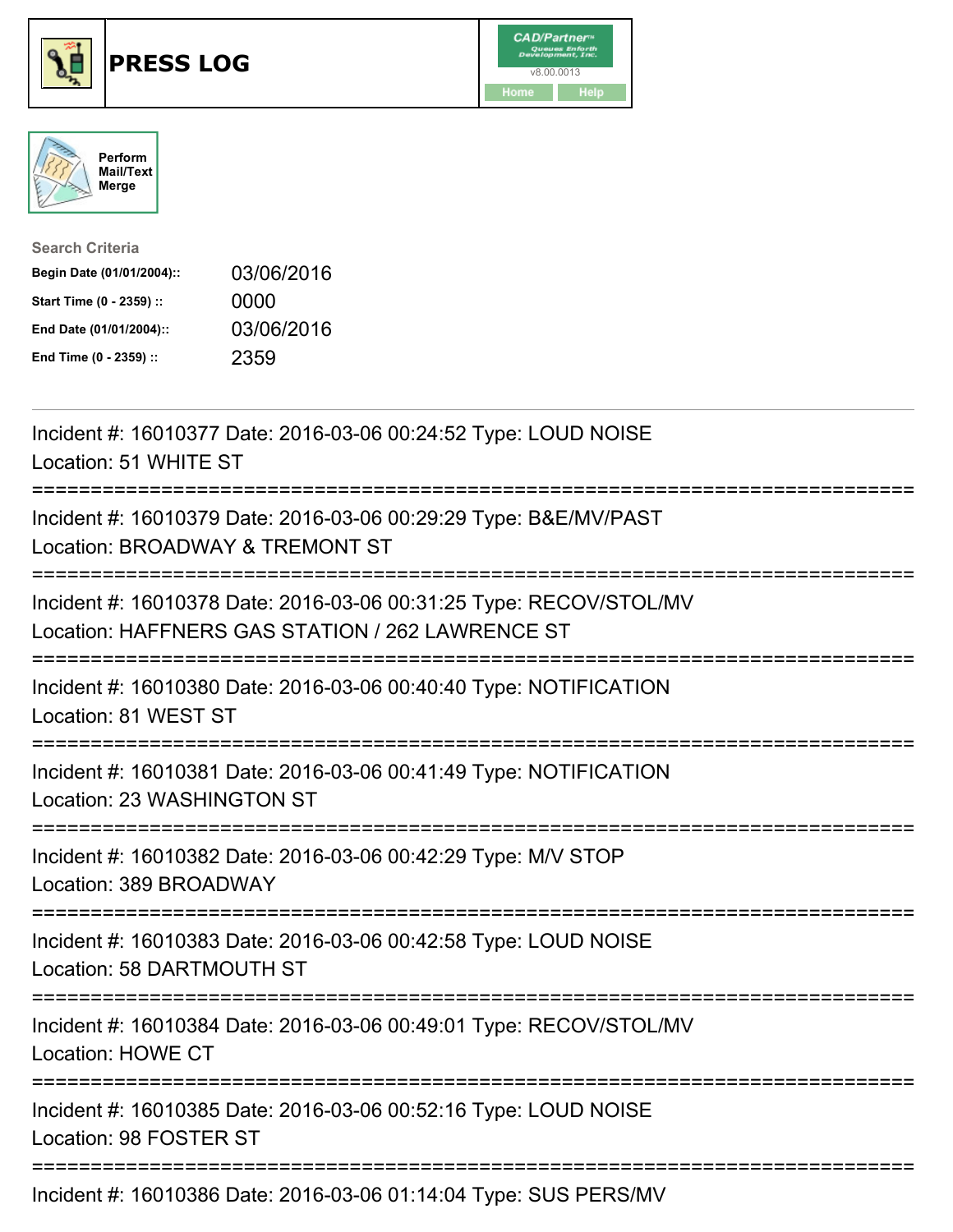# PRESS LOG

Perform Mail/Text Merge

**Search Criteria**

| | |
|---|---|
| **Begin Date (01/01/2004)::** | 03/06/2016 |
| **Start Time (0 - 2359) ::** | 0000 |
| **End Date (01/01/2004)::** | 03/06/2016 |
| **End Time (0 - 2359) ::** | 2359 |

Incident #: 16010377 Date: 2016-03-06 00:24:52 Type: LOUD NOISE
Location: 51 WHITE ST

===========================================================================

Incident #: 16010379 Date: 2016-03-06 00:29:29 Type: B&E/MV/PAST
Location: BROADWAY & TREMONT ST

===========================================================================

Incident #: 16010378 Date: 2016-03-06 00:31:25 Type: RECOV/STOL/MV
Location: HAFFNERS GAS STATION / 262 LAWRENCE ST

===========================================================================

Incident #: 16010380 Date: 2016-03-06 00:40:40 Type: NOTIFICATION
Location: 81 WEST ST

===========================================================================

Incident #: 16010381 Date: 2016-03-06 00:41:49 Type: NOTIFICATION
Location: 23 WASHINGTON ST

===========================================================================

Incident #: 16010382 Date: 2016-03-06 00:42:29 Type: M/V STOP
Location: 389 BROADWAY

===========================================================================

Incident #: 16010383 Date: 2016-03-06 00:42:58 Type: LOUD NOISE
Location: 58 DARTMOUTH ST

===========================================================================

Incident #: 16010384 Date: 2016-03-06 00:49:01 Type: RECOV/STOL/MV
Location: HOWE CT

===========================================================================

Incident #: 16010385 Date: 2016-03-06 00:52:16 Type: LOUD NOISE
Location: 98 FOSTER ST

===========================================================================

Incident #: 16010386 Date: 2016-03-06 01:14:04 Type: SUS PERS/MV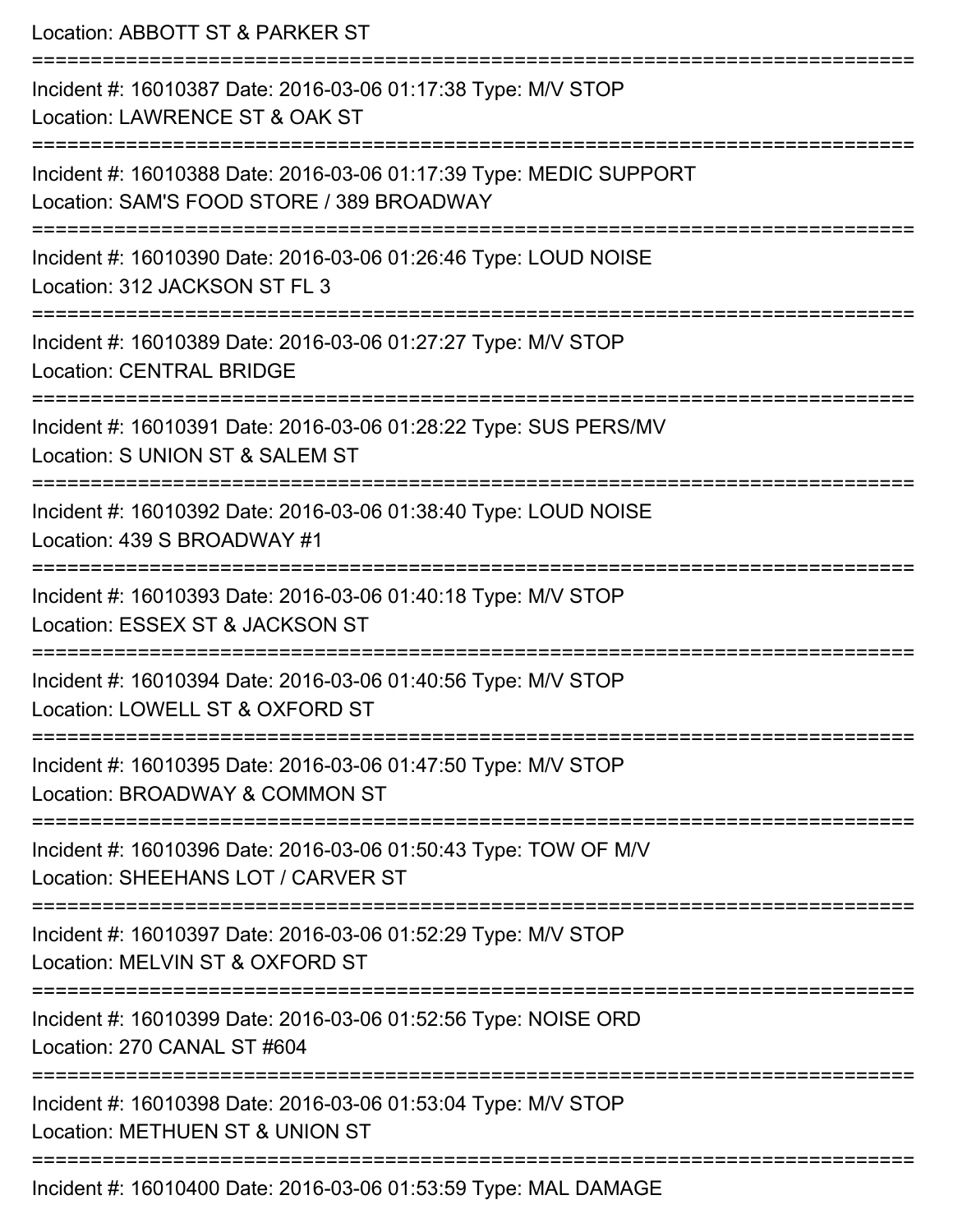Location: ABBOTT ST & PARKER ST

===========================================================================

Incident #: 16010387 Date: 2016-03-06 01:17:38 Type: M/V STOP
Location: LAWRENCE ST & OAK ST

===========================================================================

Incident #: 16010388 Date: 2016-03-06 01:17:39 Type: MEDIC SUPPORT
Location: SAM'S FOOD STORE / 389 BROADWAY

===========================================================================

Incident #: 16010390 Date: 2016-03-06 01:26:46 Type: LOUD NOISE
Location: 312 JACKSON ST FL 3

===========================================================================

Incident #: 16010389 Date: 2016-03-06 01:27:27 Type: M/V STOP
Location: CENTRAL BRIDGE

===========================================================================

Incident #: 16010391 Date: 2016-03-06 01:28:22 Type: SUS PERS/MV
Location: S UNION ST & SALEM ST

===========================================================================

Incident #: 16010392 Date: 2016-03-06 01:38:40 Type: LOUD NOISE
Location: 439 S BROADWAY #1

===========================================================================

Incident #: 16010393 Date: 2016-03-06 01:40:18 Type: M/V STOP
Location: ESSEX ST & JACKSON ST

===========================================================================

Incident #: 16010394 Date: 2016-03-06 01:40:56 Type: M/V STOP
Location: LOWELL ST & OXFORD ST

===========================================================================

Incident #: 16010395 Date: 2016-03-06 01:47:50 Type: M/V STOP
Location: BROADWAY & COMMON ST

===========================================================================

Incident #: 16010396 Date: 2016-03-06 01:50:43 Type: TOW OF M/V
Location: SHEEHANS LOT / CARVER ST

===========================================================================

Incident #: 16010397 Date: 2016-03-06 01:52:29 Type: M/V STOP
Location: MELVIN ST & OXFORD ST

===========================================================================

Incident #: 16010399 Date: 2016-03-06 01:52:56 Type: NOISE ORD
Location: 270 CANAL ST #604

===========================================================================

Incident #: 16010398 Date: 2016-03-06 01:53:04 Type: M/V STOP
Location: METHUEN ST & UNION ST

===========================================================================

Incident #: 16010400 Date: 2016-03-06 01:53:59 Type: MAL DAMAGE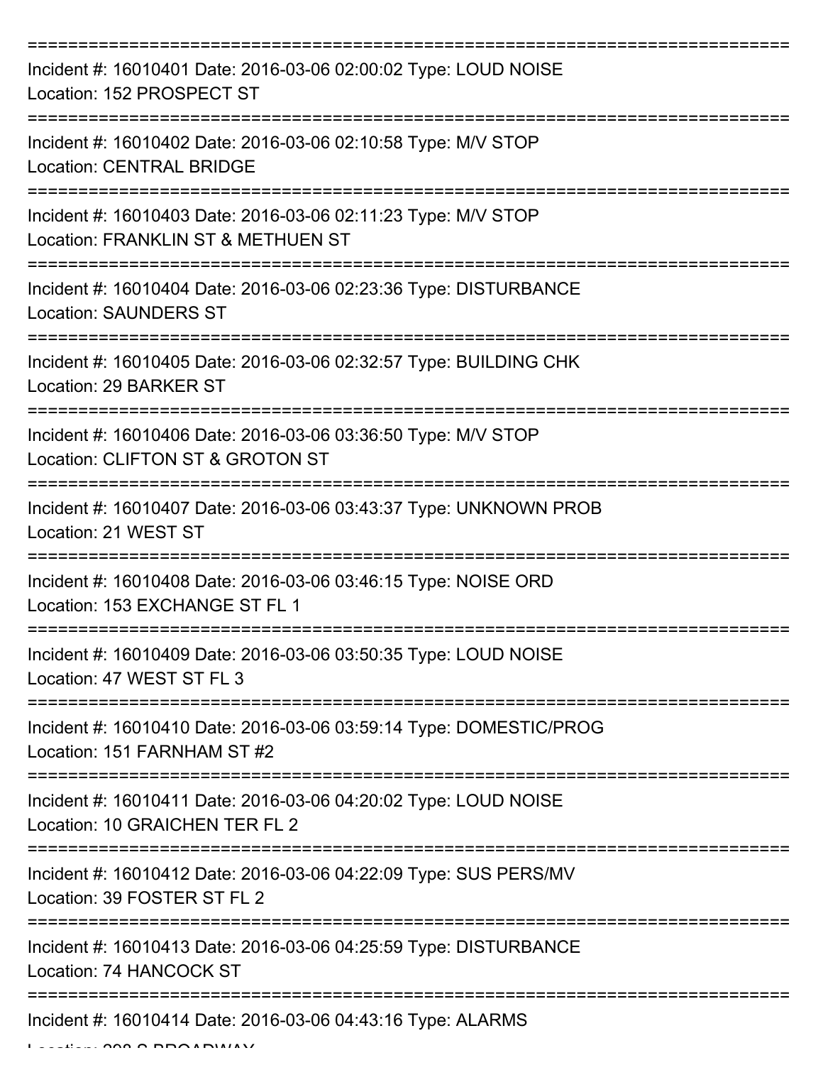===========================================================================
Incident #: 16010401 Date: 2016-03-06 02:00:02 Type: LOUD NOISE
Location: 152 PROSPECT ST
===========================================================================
Incident #: 16010402 Date: 2016-03-06 02:10:58 Type: M/V STOP
Location: CENTRAL BRIDGE
===========================================================================
Incident #: 16010403 Date: 2016-03-06 02:11:23 Type: M/V STOP
Location: FRANKLIN ST & METHUEN ST
===========================================================================
Incident #: 16010404 Date: 2016-03-06 02:23:36 Type: DISTURBANCE
Location: SAUNDERS ST
===========================================================================
Incident #: 16010405 Date: 2016-03-06 02:32:57 Type: BUILDING CHK
Location: 29 BARKER ST
===========================================================================
Incident #: 16010406 Date: 2016-03-06 03:36:50 Type: M/V STOP
Location: CLIFTON ST & GROTON ST
===========================================================================
Incident #: 16010407 Date: 2016-03-06 03:43:37 Type: UNKNOWN PROB
Location: 21 WEST ST
===========================================================================
Incident #: 16010408 Date: 2016-03-06 03:46:15 Type: NOISE ORD
Location: 153 EXCHANGE ST FL 1
===========================================================================
Incident #: 16010409 Date: 2016-03-06 03:50:35 Type: LOUD NOISE
Location: 47 WEST ST FL 3
===========================================================================
Incident #: 16010410 Date: 2016-03-06 03:59:14 Type: DOMESTIC/PROG
Location: 151 FARNHAM ST #2
===========================================================================
Incident #: 16010411 Date: 2016-03-06 04:20:02 Type: LOUD NOISE
Location: 10 GRAICHEN TER FL 2
===========================================================================
Incident #: 16010412 Date: 2016-03-06 04:22:09 Type: SUS PERS/MV
Location: 39 FOSTER ST FL 2
===========================================================================
Incident #: 16010413 Date: 2016-03-06 04:25:59 Type: DISTURBANCE
Location: 74 HANCOCK ST
===========================================================================
Incident #: 16010414 Date: 2016-03-06 04:43:16 Type: ALARMS
Location: 298 S BROADWAY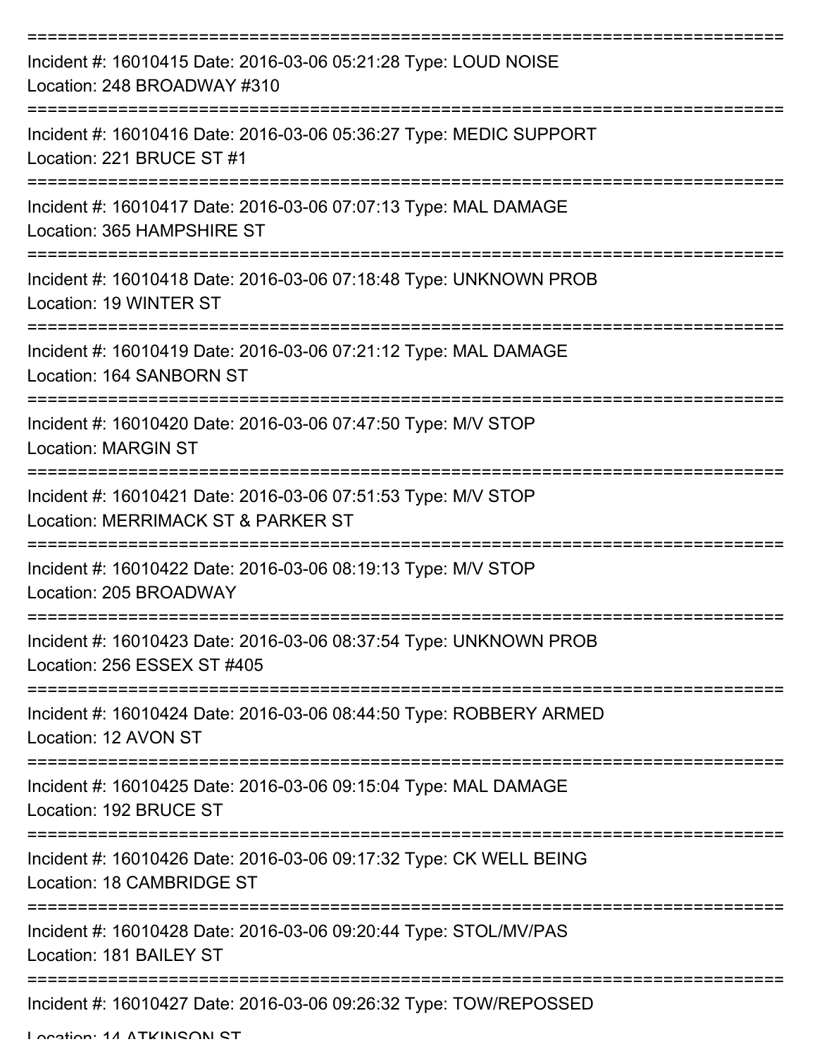===========================================================================

Incident #: 16010415 Date: 2016-03-06 05:21:28 Type: LOUD NOISE
Location: 248 BROADWAY #310

===========================================================================

Incident #: 16010416 Date: 2016-03-06 05:36:27 Type: MEDIC SUPPORT
Location: 221 BRUCE ST #1

===========================================================================

Incident #: 16010417 Date: 2016-03-06 07:07:13 Type: MAL DAMAGE
Location: 365 HAMPSHIRE ST

===========================================================================

Incident #: 16010418 Date: 2016-03-06 07:18:48 Type: UNKNOWN PROB
Location: 19 WINTER ST

===========================================================================

Incident #: 16010419 Date: 2016-03-06 07:21:12 Type: MAL DAMAGE
Location: 164 SANBORN ST

===========================================================================

Incident #: 16010420 Date: 2016-03-06 07:47:50 Type: M/V STOP
Location: MARGIN ST

===========================================================================

Incident #: 16010421 Date: 2016-03-06 07:51:53 Type: M/V STOP
Location: MERRIMACK ST & PARKER ST

===========================================================================

Incident #: 16010422 Date: 2016-03-06 08:19:13 Type: M/V STOP
Location: 205 BROADWAY

===========================================================================

Incident #: 16010423 Date: 2016-03-06 08:37:54 Type: UNKNOWN PROB
Location: 256 ESSEX ST #405

===========================================================================

Incident #: 16010424 Date: 2016-03-06 08:44:50 Type: ROBBERY ARMED
Location: 12 AVON ST

===========================================================================

Incident #: 16010425 Date: 2016-03-06 09:15:04 Type: MAL DAMAGE
Location: 192 BRUCE ST

===========================================================================

Incident #: 16010426 Date: 2016-03-06 09:17:32 Type: CK WELL BEING
Location: 18 CAMBRIDGE ST

===========================================================================

Incident #: 16010428 Date: 2016-03-06 09:20:44 Type: STOL/MV/PAS
Location: 181 BAILEY ST

===========================================================================

Incident #: 16010427 Date: 2016-03-06 09:26:32 Type: TOW/REPOSSED
Location: 14 ATKINSON ST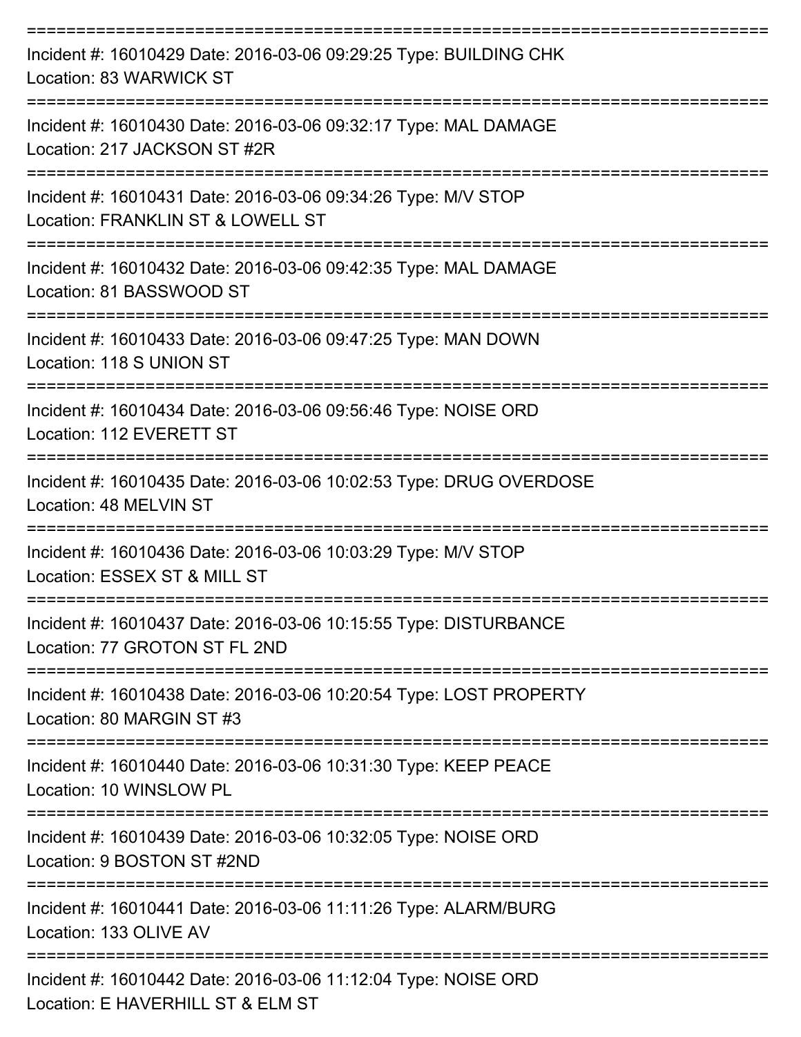===========================================================================
Incident #: 16010429 Date: 2016-03-06 09:29:25 Type: BUILDING CHK
Location: 83 WARWICK ST
===========================================================================
Incident #: 16010430 Date: 2016-03-06 09:32:17 Type: MAL DAMAGE
Location: 217 JACKSON ST #2R
===========================================================================
Incident #: 16010431 Date: 2016-03-06 09:34:26 Type: M/V STOP
Location: FRANKLIN ST & LOWELL ST
===========================================================================
Incident #: 16010432 Date: 2016-03-06 09:42:35 Type: MAL DAMAGE
Location: 81 BASSWOOD ST
===========================================================================
Incident #: 16010433 Date: 2016-03-06 09:47:25 Type: MAN DOWN
Location: 118 S UNION ST
===========================================================================
Incident #: 16010434 Date: 2016-03-06 09:56:46 Type: NOISE ORD
Location: 112 EVERETT ST
===========================================================================
Incident #: 16010435 Date: 2016-03-06 10:02:53 Type: DRUG OVERDOSE
Location: 48 MELVIN ST
===========================================================================
Incident #: 16010436 Date: 2016-03-06 10:03:29 Type: M/V STOP
Location: ESSEX ST & MILL ST
===========================================================================
Incident #: 16010437 Date: 2016-03-06 10:15:55 Type: DISTURBANCE
Location: 77 GROTON ST FL 2ND
===========================================================================
Incident #: 16010438 Date: 2016-03-06 10:20:54 Type: LOST PROPERTY
Location: 80 MARGIN ST #3
===========================================================================
Incident #: 16010440 Date: 2016-03-06 10:31:30 Type: KEEP PEACE
Location: 10 WINSLOW PL
===========================================================================
Incident #: 16010439 Date: 2016-03-06 10:32:05 Type: NOISE ORD
Location: 9 BOSTON ST #2ND
===========================================================================
Incident #: 16010441 Date: 2016-03-06 11:11:26 Type: ALARM/BURG
Location: 133 OLIVE AV
===========================================================================
Incident #: 16010442 Date: 2016-03-06 11:12:04 Type: NOISE ORD
Location: E HAVERHILL ST & ELM ST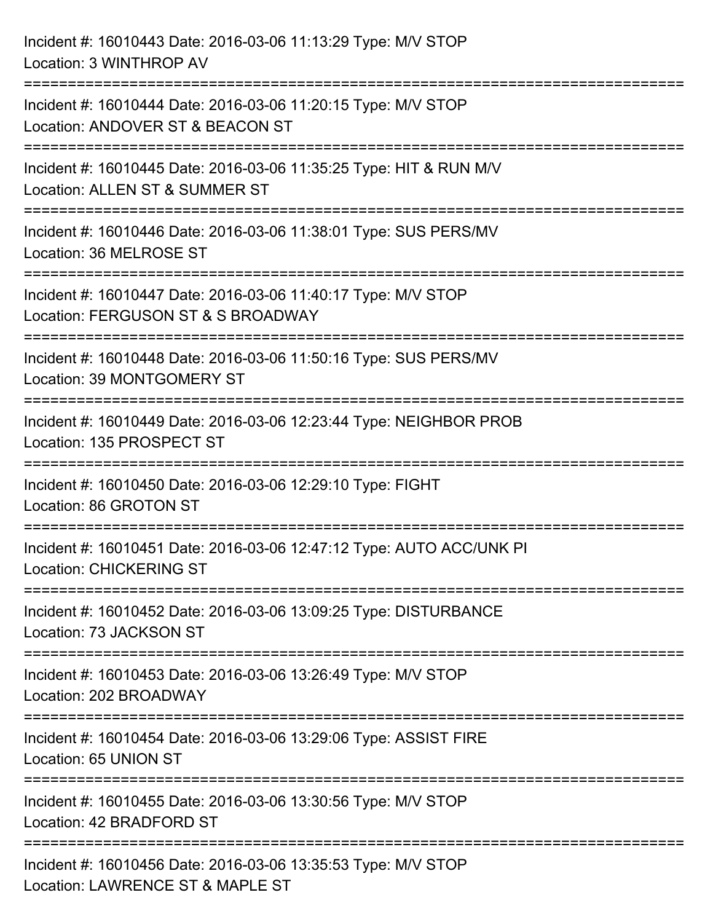Incident #: 16010443 Date: 2016-03-06 11:13:29 Type: M/V STOP
Location: 3 WINTHROP AV

===========================================================================

Incident #: 16010444 Date: 2016-03-06 11:20:15 Type: M/V STOP
Location: ANDOVER ST & BEACON ST

===========================================================================

Incident #: 16010445 Date: 2016-03-06 11:35:25 Type: HIT & RUN M/V
Location: ALLEN ST & SUMMER ST

===========================================================================

Incident #: 16010446 Date: 2016-03-06 11:38:01 Type: SUS PERS/MV
Location: 36 MELROSE ST

===========================================================================

Incident #: 16010447 Date: 2016-03-06 11:40:17 Type: M/V STOP
Location: FERGUSON ST & S BROADWAY

===========================================================================

Incident #: 16010448 Date: 2016-03-06 11:50:16 Type: SUS PERS/MV
Location: 39 MONTGOMERY ST

===========================================================================

Incident #: 16010449 Date: 2016-03-06 12:23:44 Type: NEIGHBOR PROB
Location: 135 PROSPECT ST

===========================================================================

Incident #: 16010450 Date: 2016-03-06 12:29:10 Type: FIGHT
Location: 86 GROTON ST

===========================================================================

Incident #: 16010451 Date: 2016-03-06 12:47:12 Type: AUTO ACC/UNK PI
Location: CHICKERING ST

===========================================================================

Incident #: 16010452 Date: 2016-03-06 13:09:25 Type: DISTURBANCE
Location: 73 JACKSON ST

===========================================================================

Incident #: 16010453 Date: 2016-03-06 13:26:49 Type: M/V STOP
Location: 202 BROADWAY

===========================================================================

Incident #: 16010454 Date: 2016-03-06 13:29:06 Type: ASSIST FIRE
Location: 65 UNION ST

===========================================================================

Incident #: 16010455 Date: 2016-03-06 13:30:56 Type: M/V STOP
Location: 42 BRADFORD ST

===========================================================================

Incident #: 16010456 Date: 2016-03-06 13:35:53 Type: M/V STOP
Location: LAWRENCE ST & MAPLE ST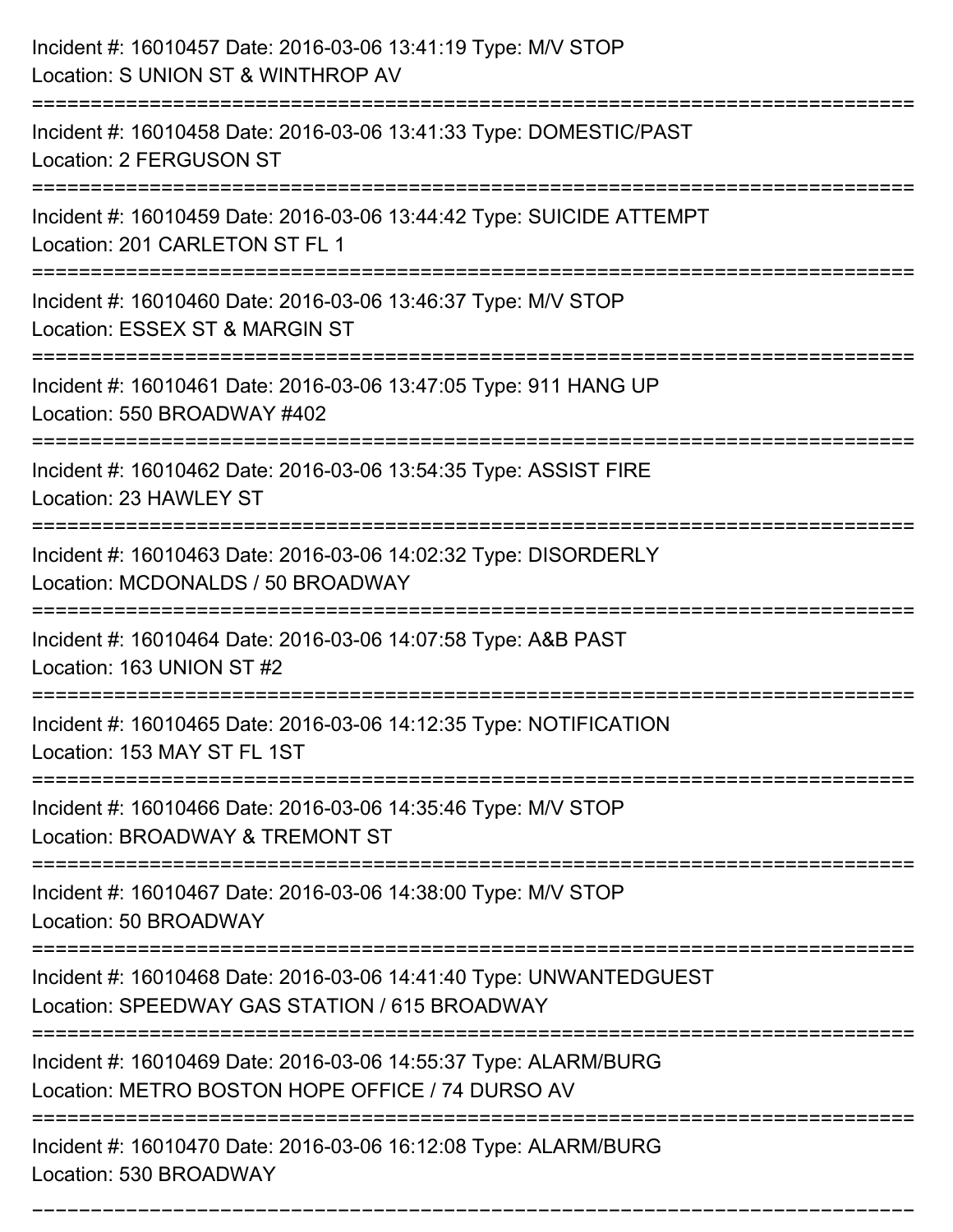Incident #: 16010457 Date: 2016-03-06 13:41:19 Type: M/V STOP
Location: S UNION ST & WINTHROP AV

===========================================================================

Incident #: 16010458 Date: 2016-03-06 13:41:33 Type: DOMESTIC/PAST
Location: 2 FERGUSON ST

===========================================================================

Incident #: 16010459 Date: 2016-03-06 13:44:42 Type: SUICIDE ATTEMPT
Location: 201 CARLETON ST FL 1

===========================================================================

Incident #: 16010460 Date: 2016-03-06 13:46:37 Type: M/V STOP
Location: ESSEX ST & MARGIN ST

===========================================================================

Incident #: 16010461 Date: 2016-03-06 13:47:05 Type: 911 HANG UP
Location: 550 BROADWAY #402

===========================================================================

Incident #: 16010462 Date: 2016-03-06 13:54:35 Type: ASSIST FIRE
Location: 23 HAWLEY ST

===========================================================================

Incident #: 16010463 Date: 2016-03-06 14:02:32 Type: DISORDERLY
Location: MCDONALDS / 50 BROADWAY

===========================================================================

Incident #: 16010464 Date: 2016-03-06 14:07:58 Type: A&B PAST
Location: 163 UNION ST #2

===========================================================================

Incident #: 16010465 Date: 2016-03-06 14:12:35 Type: NOTIFICATION
Location: 153 MAY ST FL 1ST

===========================================================================

Incident #: 16010466 Date: 2016-03-06 14:35:46 Type: M/V STOP
Location: BROADWAY & TREMONT ST

===========================================================================

Incident #: 16010467 Date: 2016-03-06 14:38:00 Type: M/V STOP
Location: 50 BROADWAY

===========================================================================

Incident #: 16010468 Date: 2016-03-06 14:41:40 Type: UNWANTEDGUEST
Location: SPEEDWAY GAS STATION / 615 BROADWAY

===========================================================================

Incident #: 16010469 Date: 2016-03-06 14:55:37 Type: ALARM/BURG
Location: METRO BOSTON HOPE OFFICE / 74 DURSO AV

===========================================================================

Incident #: 16010470 Date: 2016-03-06 16:12:08 Type: ALARM/BURG
Location: 530 BROADWAY

===========================================================================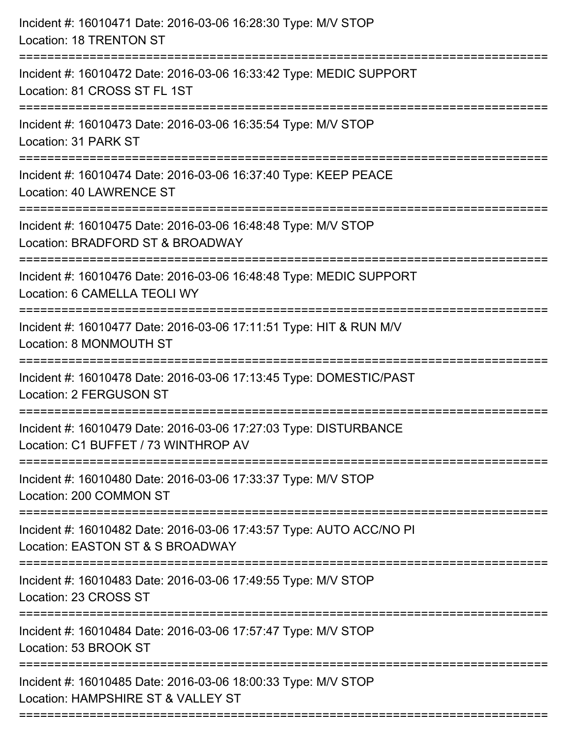Incident #: 16010471 Date: 2016-03-06 16:28:30 Type: M/V STOP
Location: 18 TRENTON ST

===========================================================================

Incident #: 16010472 Date: 2016-03-06 16:33:42 Type: MEDIC SUPPORT
Location: 81 CROSS ST FL 1ST

===========================================================================

Incident #: 16010473 Date: 2016-03-06 16:35:54 Type: M/V STOP
Location: 31 PARK ST

===========================================================================

Incident #: 16010474 Date: 2016-03-06 16:37:40 Type: KEEP PEACE
Location: 40 LAWRENCE ST

===========================================================================

Incident #: 16010475 Date: 2016-03-06 16:48:48 Type: M/V STOP
Location: BRADFORD ST & BROADWAY

===========================================================================

Incident #: 16010476 Date: 2016-03-06 16:48:48 Type: MEDIC SUPPORT
Location: 6 CAMELLA TEOLI WY

===========================================================================

Incident #: 16010477 Date: 2016-03-06 17:11:51 Type: HIT & RUN M/V
Location: 8 MONMOUTH ST

===========================================================================

Incident #: 16010478 Date: 2016-03-06 17:13:45 Type: DOMESTIC/PAST
Location: 2 FERGUSON ST

===========================================================================

Incident #: 16010479 Date: 2016-03-06 17:27:03 Type: DISTURBANCE
Location: C1 BUFFET / 73 WINTHROP AV

===========================================================================

Incident #: 16010480 Date: 2016-03-06 17:33:37 Type: M/V STOP
Location: 200 COMMON ST

===========================================================================

Incident #: 16010482 Date: 2016-03-06 17:43:57 Type: AUTO ACC/NO PI
Location: EASTON ST & S BROADWAY

===========================================================================

Incident #: 16010483 Date: 2016-03-06 17:49:55 Type: M/V STOP
Location: 23 CROSS ST

===========================================================================

Incident #: 16010484 Date: 2016-03-06 17:57:47 Type: M/V STOP
Location: 53 BROOK ST

===========================================================================

Incident #: 16010485 Date: 2016-03-06 18:00:33 Type: M/V STOP
Location: HAMPSHIRE ST & VALLEY ST

===========================================================================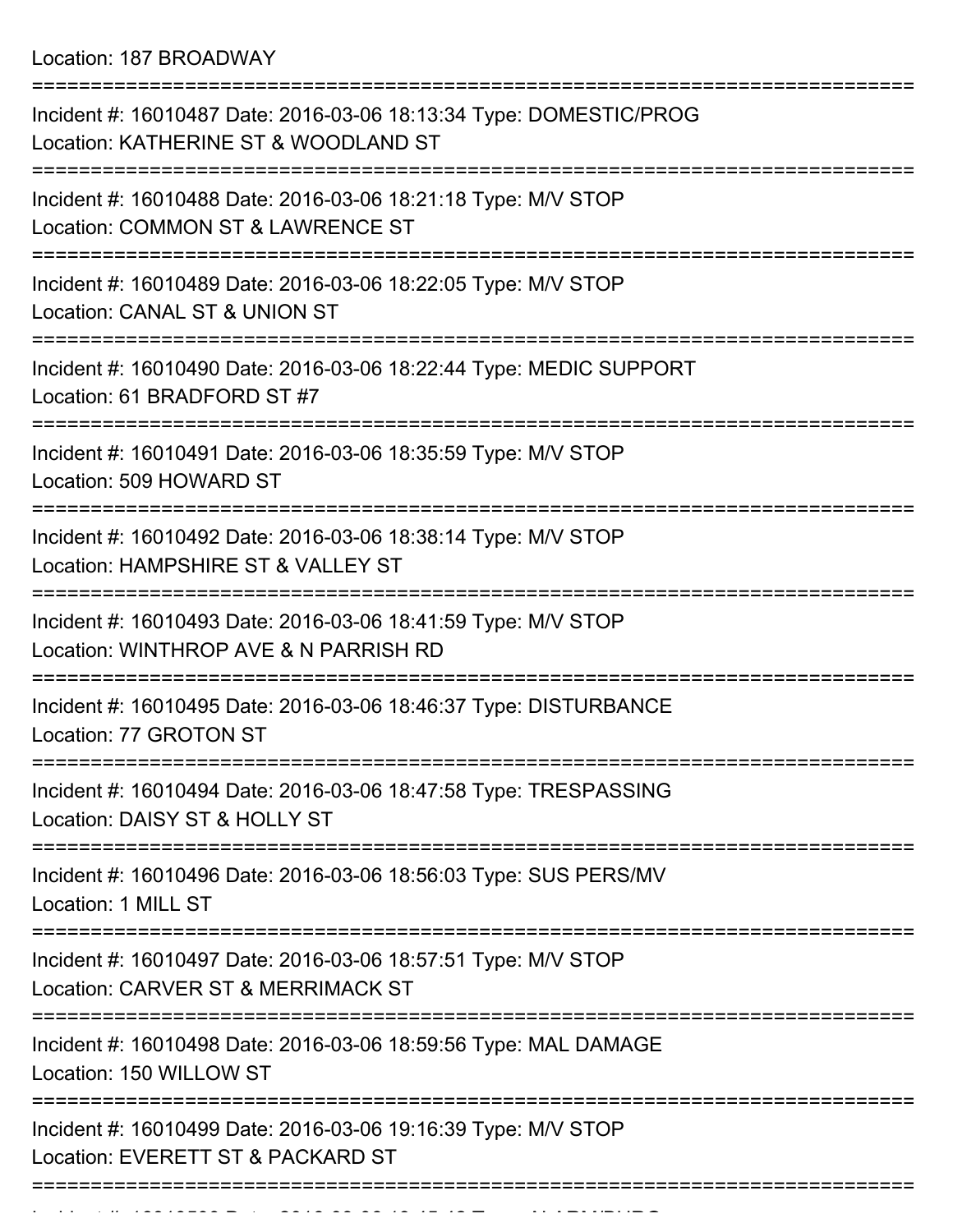Location: 187 BROADWAY

===========================================================================

Incident #: 16010487 Date: 2016-03-06 18:13:34 Type: DOMESTIC/PROG
Location: KATHERINE ST & WOODLAND ST

===========================================================================

Incident #: 16010488 Date: 2016-03-06 18:21:18 Type: M/V STOP
Location: COMMON ST & LAWRENCE ST

===========================================================================

Incident #: 16010489 Date: 2016-03-06 18:22:05 Type: M/V STOP
Location: CANAL ST & UNION ST

===========================================================================

Incident #: 16010490 Date: 2016-03-06 18:22:44 Type: MEDIC SUPPORT
Location: 61 BRADFORD ST #7

===========================================================================

Incident #: 16010491 Date: 2016-03-06 18:35:59 Type: M/V STOP
Location: 509 HOWARD ST

===========================================================================

Incident #: 16010492 Date: 2016-03-06 18:38:14 Type: M/V STOP
Location: HAMPSHIRE ST & VALLEY ST

===========================================================================

Incident #: 16010493 Date: 2016-03-06 18:41:59 Type: M/V STOP
Location: WINTHROP AVE & N PARRISH RD

===========================================================================

Incident #: 16010495 Date: 2016-03-06 18:46:37 Type: DISTURBANCE
Location: 77 GROTON ST

===========================================================================

Incident #: 16010494 Date: 2016-03-06 18:47:58 Type: TRESPASSING
Location: DAISY ST & HOLLY ST

===========================================================================

Incident #: 16010496 Date: 2016-03-06 18:56:03 Type: SUS PERS/MV
Location: 1 MILL ST

===========================================================================

Incident #: 16010497 Date: 2016-03-06 18:57:51 Type: M/V STOP
Location: CARVER ST & MERRIMACK ST

===========================================================================

Incident #: 16010498 Date: 2016-03-06 18:59:56 Type: MAL DAMAGE
Location: 150 WILLOW ST

===========================================================================

Incident #: 16010499 Date: 2016-03-06 19:16:39 Type: M/V STOP
Location: EVERETT ST & PACKARD ST

===========================================================================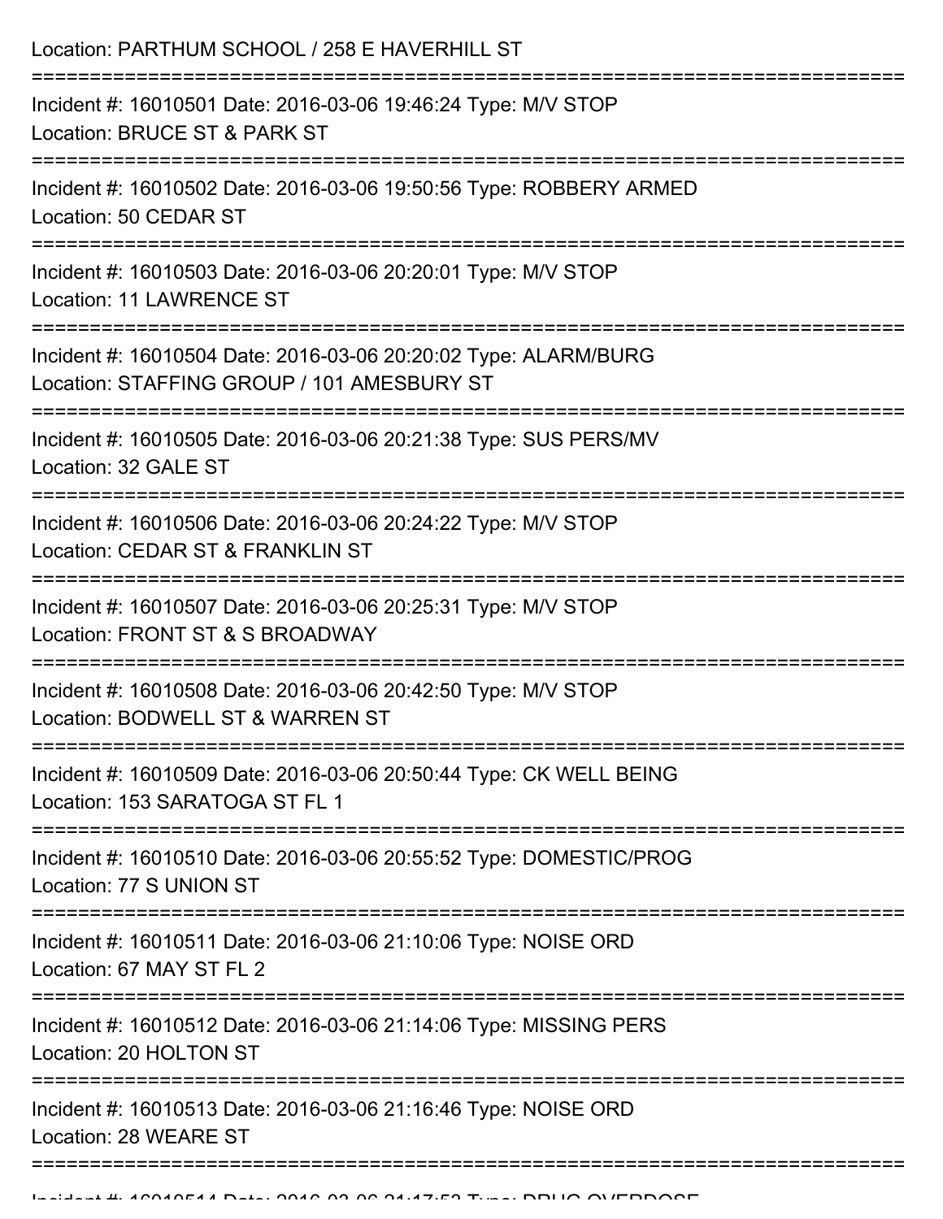Location: PARTHUM SCHOOL / 258 E HAVERHILL ST

===========================================================================

Incident #: 16010501 Date: 2016-03-06 19:46:24 Type: M/V STOP

Location: BRUCE ST & PARK ST

===========================================================================

Incident #: 16010502 Date: 2016-03-06 19:50:56 Type: ROBBERY ARMED

Location: 50 CEDAR ST

===========================================================================

Incident #: 16010503 Date: 2016-03-06 20:20:01 Type: M/V STOP

Location: 11 LAWRENCE ST

===========================================================================

Incident #: 16010504 Date: 2016-03-06 20:20:02 Type: ALARM/BURG

Location: STAFFING GROUP / 101 AMESBURY ST

===========================================================================

Incident #: 16010505 Date: 2016-03-06 20:21:38 Type: SUS PERS/MV

Location: 32 GALE ST

===========================================================================

Incident #: 16010506 Date: 2016-03-06 20:24:22 Type: M/V STOP

Location: CEDAR ST & FRANKLIN ST

===========================================================================

Incident #: 16010507 Date: 2016-03-06 20:25:31 Type: M/V STOP

Location: FRONT ST & S BROADWAY

===========================================================================

Incident #: 16010508 Date: 2016-03-06 20:42:50 Type: M/V STOP

Location: BODWELL ST & WARREN ST

===========================================================================

Incident #: 16010509 Date: 2016-03-06 20:50:44 Type: CK WELL BEING

Location: 153 SARATOGA ST FL 1

===========================================================================

Incident #: 16010510 Date: 2016-03-06 20:55:52 Type: DOMESTIC/PROG

Location: 77 S UNION ST

===========================================================================

Incident #: 16010511 Date: 2016-03-06 21:10:06 Type: NOISE ORD

Location: 67 MAY ST FL 2

===========================================================================

Incident #: 16010512 Date: 2016-03-06 21:14:06 Type: MISSING PERS

Location: 20 HOLTON ST

===========================================================================

Incident #: 16010513 Date: 2016-03-06 21:16:46 Type: NOISE ORD

Location: 28 WEARE ST

===========================================================================

Incident #: 16010514 Date: 2016-03-06 21:17:53 Type: DRUG OVERDOSE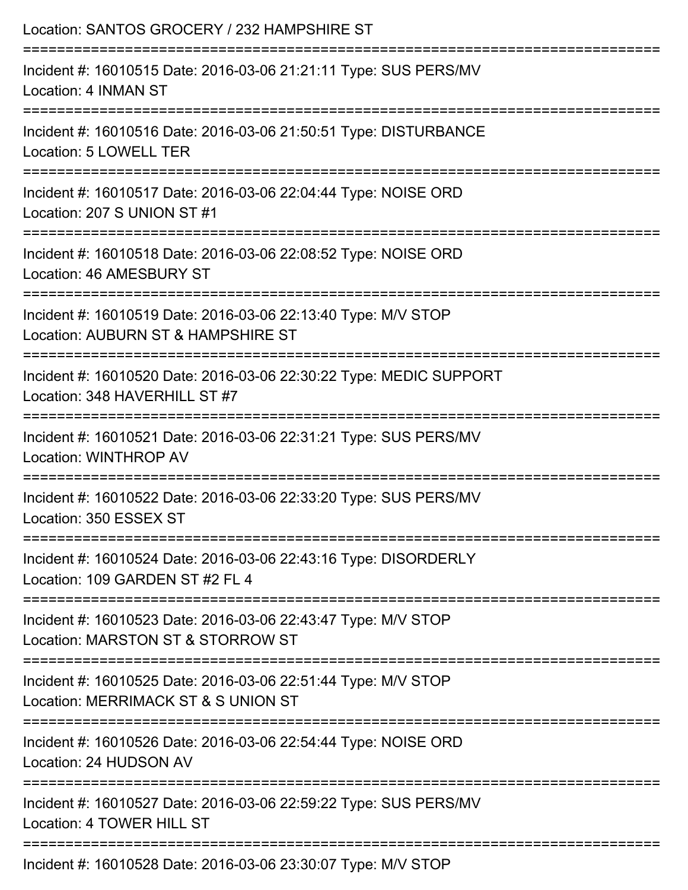Location: SANTOS GROCERY / 232 HAMPSHIRE ST

===========================================================================

Incident #: 16010515 Date: 2016-03-06 21:21:11 Type: SUS PERS/MV
Location: 4 INMAN ST

===========================================================================

Incident #: 16010516 Date: 2016-03-06 21:50:51 Type: DISTURBANCE
Location: 5 LOWELL TER

===========================================================================

Incident #: 16010517 Date: 2016-03-06 22:04:44 Type: NOISE ORD
Location: 207 S UNION ST #1

===========================================================================

Incident #: 16010518 Date: 2016-03-06 22:08:52 Type: NOISE ORD
Location: 46 AMESBURY ST

===========================================================================

Incident #: 16010519 Date: 2016-03-06 22:13:40 Type: M/V STOP
Location: AUBURN ST & HAMPSHIRE ST

===========================================================================

Incident #: 16010520 Date: 2016-03-06 22:30:22 Type: MEDIC SUPPORT
Location: 348 HAVERHILL ST #7

===========================================================================

Incident #: 16010521 Date: 2016-03-06 22:31:21 Type: SUS PERS/MV
Location: WINTHROP AV

===========================================================================

Incident #: 16010522 Date: 2016-03-06 22:33:20 Type: SUS PERS/MV
Location: 350 ESSEX ST

===========================================================================

Incident #: 16010524 Date: 2016-03-06 22:43:16 Type: DISORDERLY
Location: 109 GARDEN ST #2 FL 4

===========================================================================

Incident #: 16010523 Date: 2016-03-06 22:43:47 Type: M/V STOP
Location: MARSTON ST & STORROW ST

===========================================================================

Incident #: 16010525 Date: 2016-03-06 22:51:44 Type: M/V STOP
Location: MERRIMACK ST & S UNION ST

===========================================================================

Incident #: 16010526 Date: 2016-03-06 22:54:44 Type: NOISE ORD
Location: 24 HUDSON AV

===========================================================================

Incident #: 16010527 Date: 2016-03-06 22:59:22 Type: SUS PERS/MV
Location: 4 TOWER HILL ST

===========================================================================

Incident #: 16010528 Date: 2016-03-06 23:30:07 Type: M/V STOP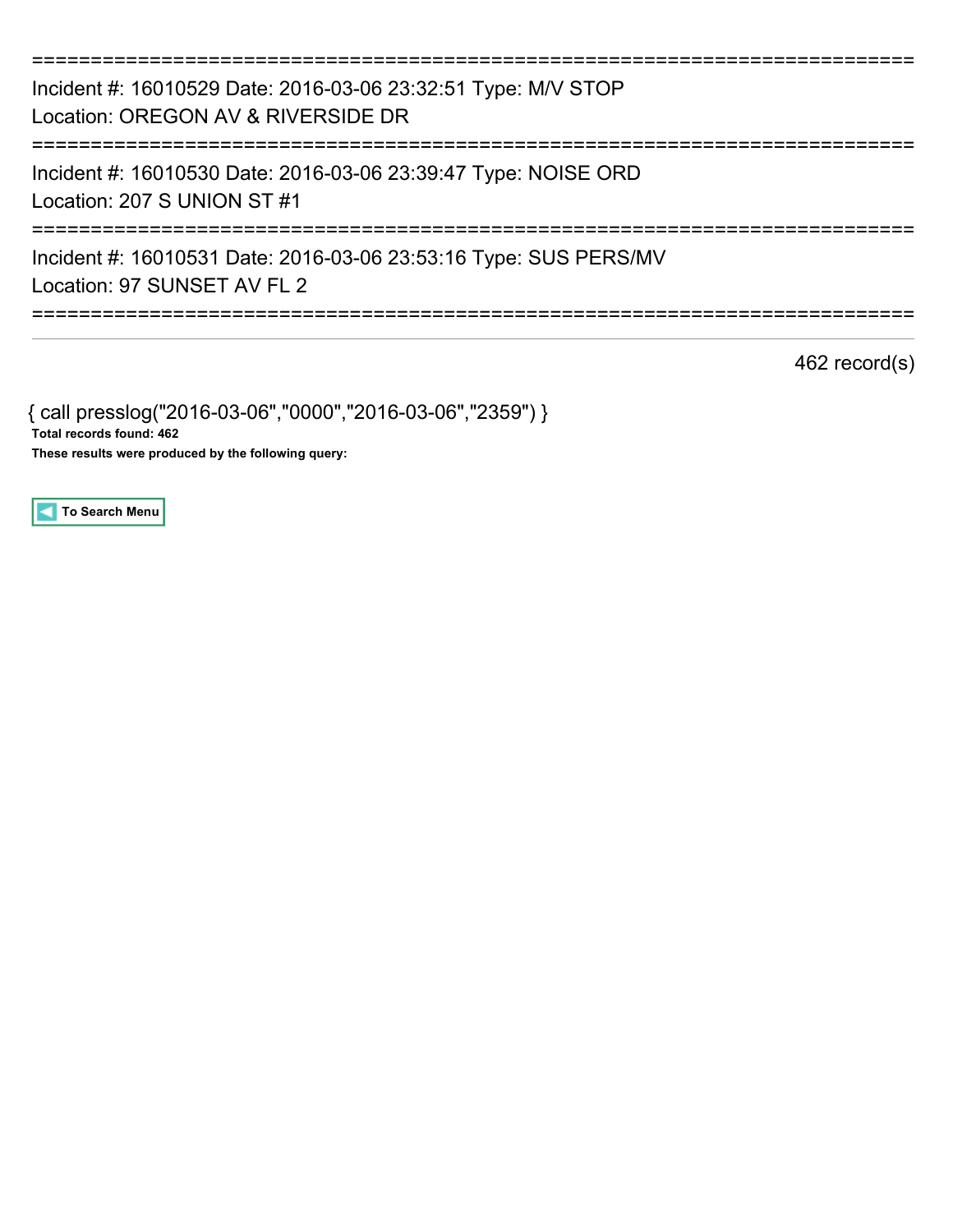===========================================================================

Incident #: 16010529 Date: 2016-03-06 23:32:51 Type: M/V STOP
Location: OREGON AV & RIVERSIDE DR

===========================================================================

Incident #: 16010530 Date: 2016-03-06 23:39:47 Type: NOISE ORD
Location: 207 S UNION ST #1

===========================================================================

Incident #: 16010531 Date: 2016-03-06 23:53:16 Type: SUS PERS/MV
Location: 97 SUNSET AV FL 2

===========================================================================

462 record(s)

{ call presslog("2016-03-06","0000","2016-03-06","2359") }

**Total records found: 462**

**These results were produced by the following query:**

**To Search Menu**